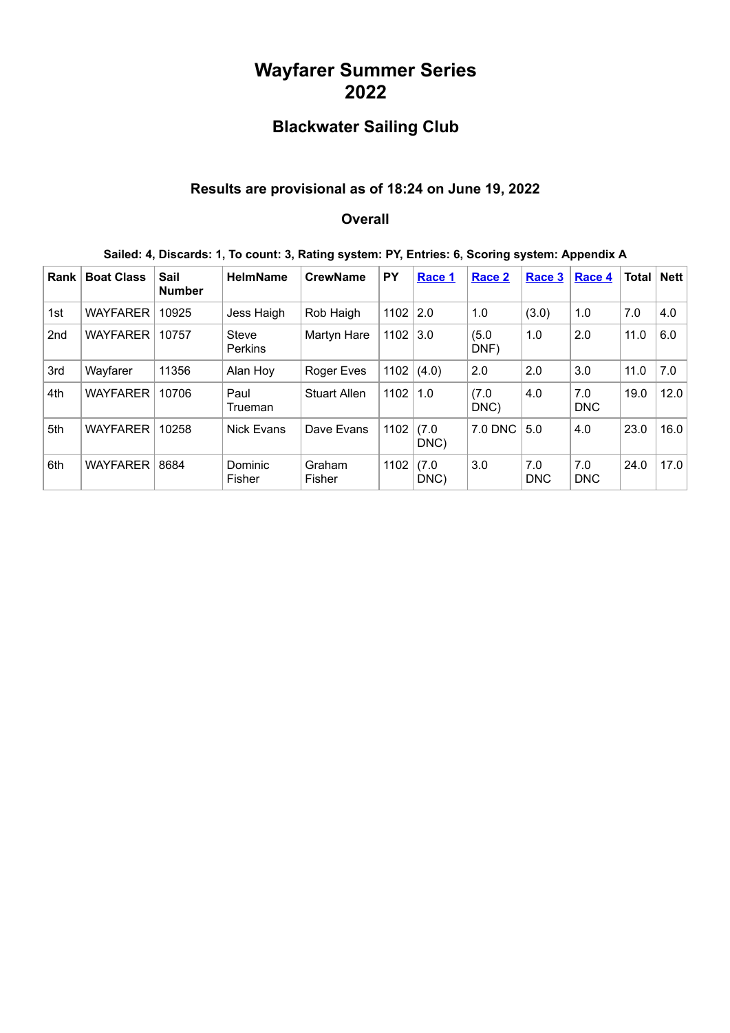# Wayfarer Summer Series 2022

## Blackwater Sailing Club

### Results are provisional as of 18:24 on June 19, 2022

### Overall

**Sailed: 4, Discards: 1, To count: 3, Rating system: PY, Entries: 6, Scoring system: Appendix A**

| Rank | Boat Class | Sail Number | HelmName | CrewName | PY | Race 1 | Race 2 | Race 3 | Race 4 | Total | Nett |
|---|---|---|---|---|---|---|---|---|---|---|---|
| 1st | WAYFARER | 10925 | Jess Haigh | Rob Haigh | 1102 | 2.0 | 1.0 | (3.0) | 1.0 | 7.0 | 4.0 |
| 2nd | WAYFARER | 10757 | Steve Perkins | Martyn Hare | 1102 | 3.0 | (5.0 DNF) | 1.0 | 2.0 | 11.0 | 6.0 |
| 3rd | Wayfarer | 11356 | Alan Hoy | Roger Eves | 1102 | (4.0) | 2.0 | 2.0 | 3.0 | 11.0 | 7.0 |
| 4th | WAYFARER | 10706 | Paul Trueman | Stuart Allen | 1102 | 1.0 | (7.0 DNC) | 4.0 | 7.0 DNC | 19.0 | 12.0 |
| 5th | WAYFARER | 10258 | Nick Evans | Dave Evans | 1102 | (7.0 DNC) | 7.0 DNC | 5.0 | 4.0 | 23.0 | 16.0 |
| 6th | WAYFARER | 8684 | Dominic Fisher | Graham Fisher | 1102 | (7.0 DNC) | 3.0 | 7.0 DNC | 7.0 DNC | 24.0 | 17.0 |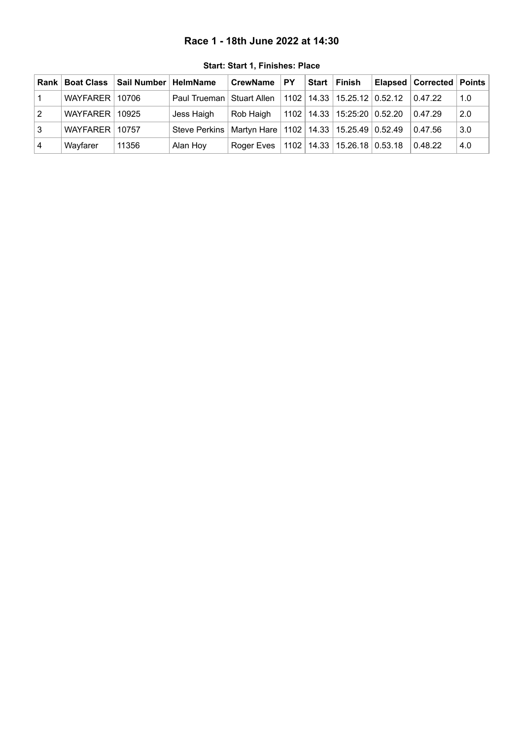## Race 1 - 18th June 2022 at 14:30

### Start: Start 1, Finishes: Place

| Rank | Boat Class | Sail Number | HelmName | CrewName | PY | Start | Finish | Elapsed | Corrected | Points |
|---|---|---|---|---|---|---|---|---|---|---|
| 1 | WAYFARER | 10706 | Paul Trueman | Stuart Allen | 1102 | 14.33 | 15.25.12 | 0.52.12 | 0.47.22 | 1.0 |
| 2 | WAYFARER | 10925 | Jess Haigh | Rob Haigh | 1102 | 14.33 | 15:25:20 | 0.52.20 | 0.47.29 | 2.0 |
| 3 | WAYFARER | 10757 | Steve Perkins | Martyn Hare | 1102 | 14.33 | 15.25.49 | 0.52.49 | 0.47.56 | 3.0 |
| 4 | Wayfarer | 11356 | Alan Hoy | Roger Eves | 1102 | 14.33 | 15.26.18 | 0.53.18 | 0.48.22 | 4.0 |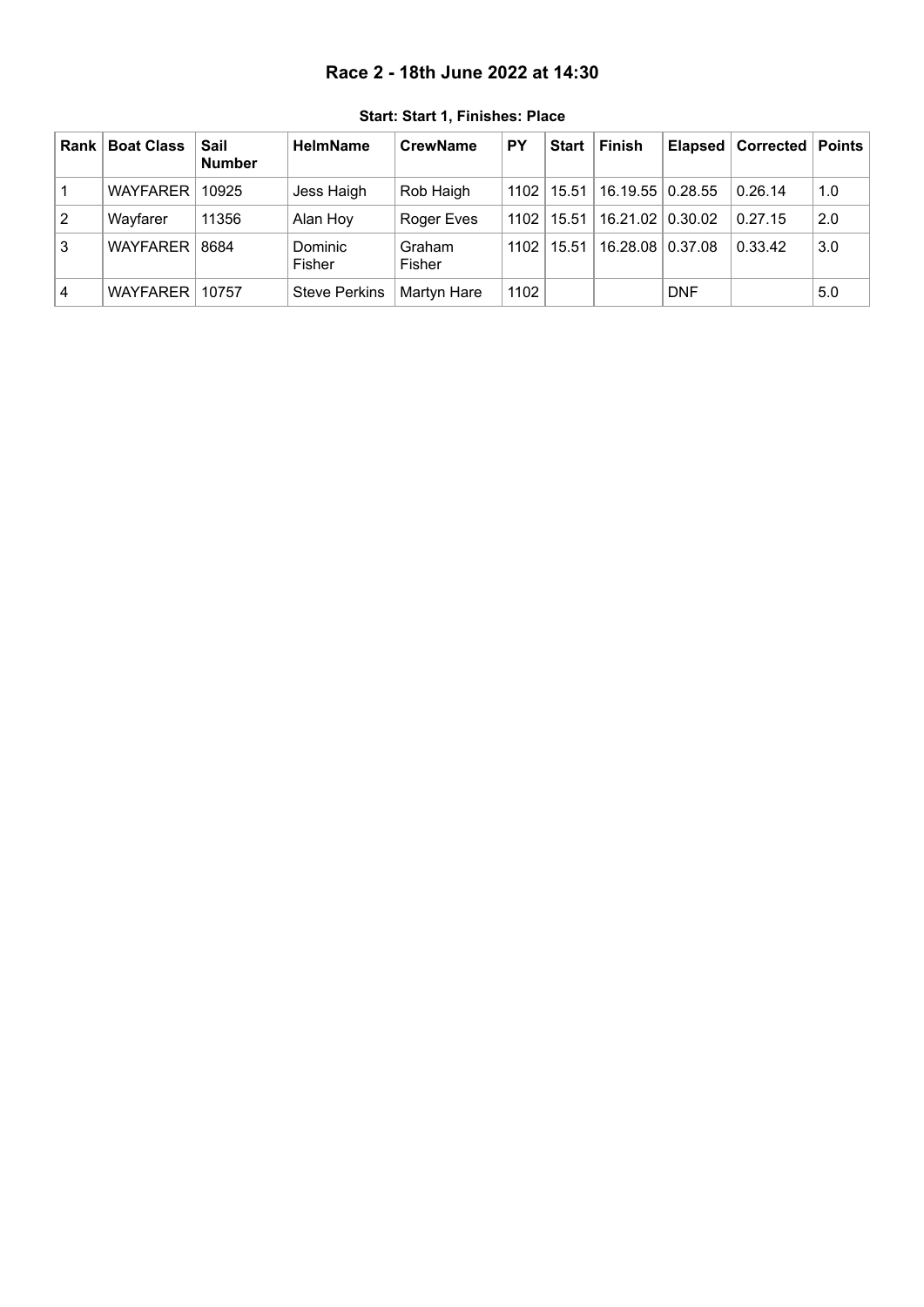# Race 2 - 18th June 2022 at 14:30

**Start: Start 1, Finishes: Place**

| Rank | Boat Class | Sail Number | HelmName | CrewName | PY | Start | Finish | Elapsed | Corrected | Points |
|---|---|---|---|---|---|---|---|---|---|---|
| 1 | WAYFARER | 10925 | Jess Haigh | Rob Haigh | 1102 | 15.51 | 16.19.55 | 0.28.55 | 0.26.14 | 1.0 |
| 2 | Wayfarer | 11356 | Alan Hoy | Roger Eves | 1102 | 15.51 | 16.21.02 | 0.30.02 | 0.27.15 | 2.0 |
| 3 | WAYFARER | 8684 | Dominic Fisher | Graham Fisher | 1102 | 15.51 | 16.28.08 | 0.37.08 | 0.33.42 | 3.0 |
| 4 | WAYFARER | 10757 | Steve Perkins | Martyn Hare | 1102 | | | DNF | | 5.0 |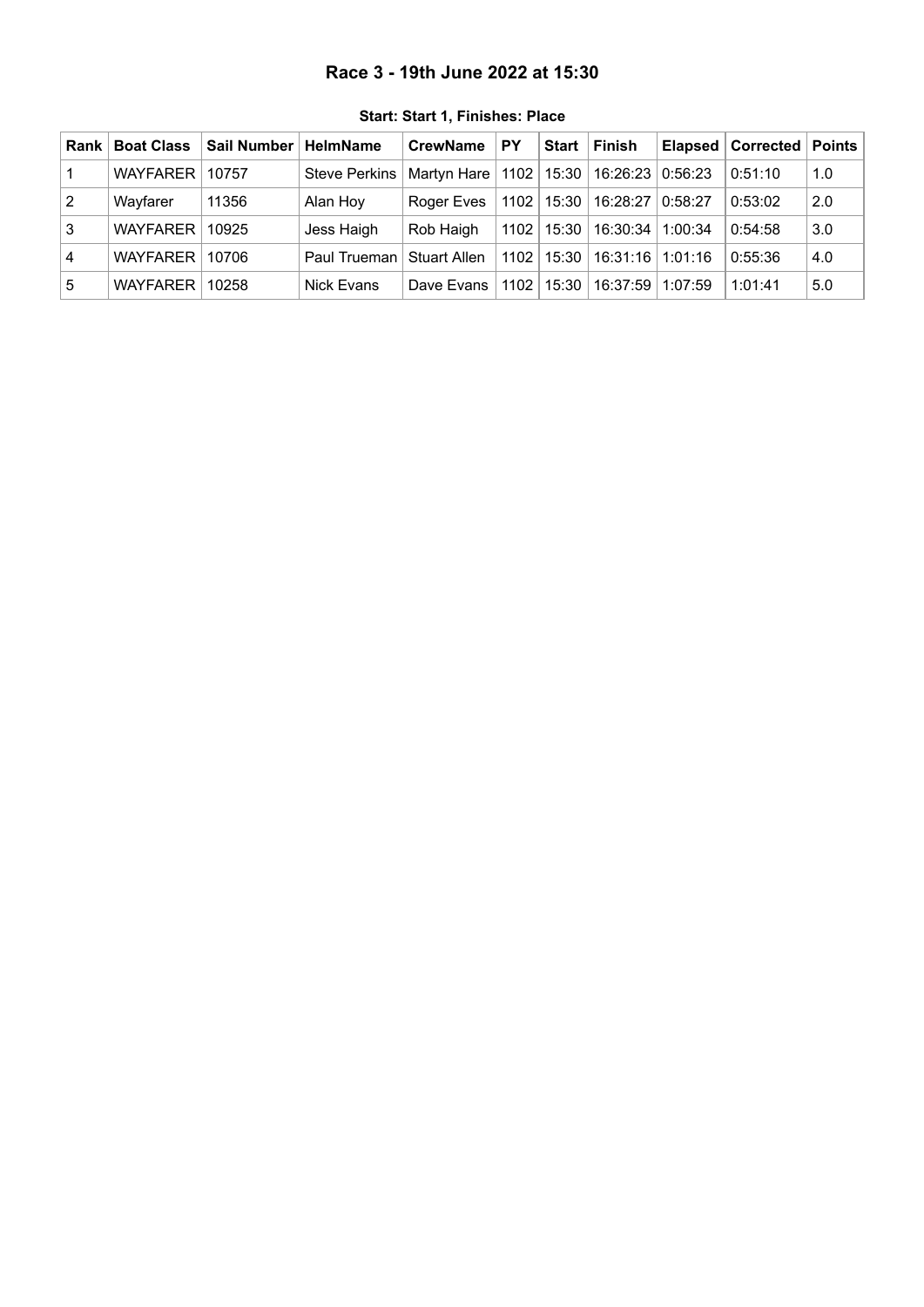# Race 3 - 19th June 2022 at 15:30

**Start: Start 1, Finishes: Place**

| Rank | Boat Class | Sail Number | HelmName | CrewName | PY | Start | Finish | Elapsed | Corrected | Points |
|---|---|---|---|---|---|---|---|---|---|---|
| 1 | WAYFARER | 10757 | Steve Perkins | Martyn Hare | 1102 | 15:30 | 16:26:23 | 0:56:23 | 0:51:10 | 1.0 |
| 2 | Wayfarer | 11356 | Alan Hoy | Roger Eves | 1102 | 15:30 | 16:28:27 | 0:58:27 | 0:53:02 | 2.0 |
| 3 | WAYFARER | 10925 | Jess Haigh | Rob Haigh | 1102 | 15:30 | 16:30:34 | 1:00:34 | 0:54:58 | 3.0 |
| 4 | WAYFARER | 10706 | Paul Trueman | Stuart Allen | 1102 | 15:30 | 16:31:16 | 1:01:16 | 0:55:36 | 4.0 |
| 5 | WAYFARER | 10258 | Nick Evans | Dave Evans | 1102 | 15:30 | 16:37:59 | 1:07:59 | 1:01:41 | 5.0 |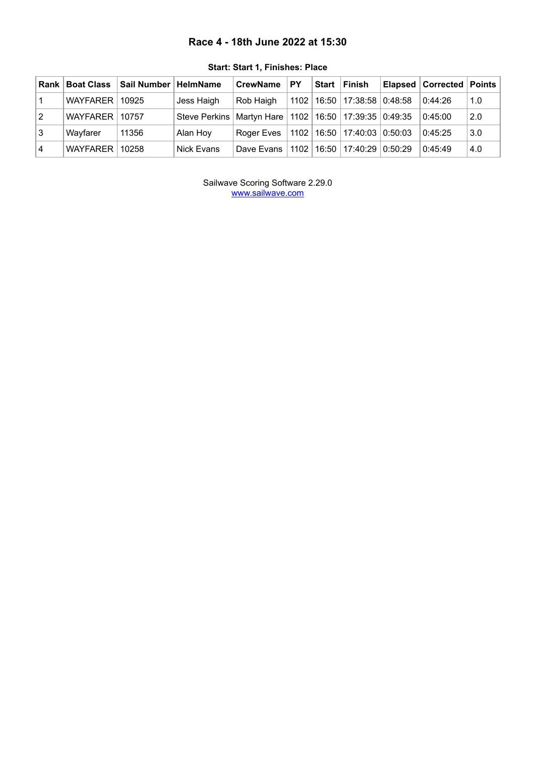## Race 4 - 18th June 2022 at 15:30

**Start: Start 1, Finishes: Place**

| Rank | Boat Class | Sail Number | HelmName | CrewName | PY | Start | Finish | Elapsed | Corrected | Points |
|---|---|---|---|---|---|---|---|---|---|---|
| 1 | WAYFARER | 10925 | Jess Haigh | Rob Haigh | 1102 | 16:50 | 17:38:58 | 0:48:58 | 0:44:26 | 1.0 |
| 2 | WAYFARER | 10757 | Steve Perkins | Martyn Hare | 1102 | 16:50 | 17:39:35 | 0:49:35 | 0:45:00 | 2.0 |
| 3 | Wayfarer | 11356 | Alan Hoy | Roger Eves | 1102 | 16:50 | 17:40:03 | 0:50:03 | 0:45:25 | 3.0 |
| 4 | WAYFARER | 10258 | Nick Evans | Dave Evans | 1102 | 16:50 | 17:40:29 | 0:50:29 | 0:45:49 | 4.0 |

Sailwave Scoring Software 2.29.0
[www.sailwave.com](http://www.sailwave.com)